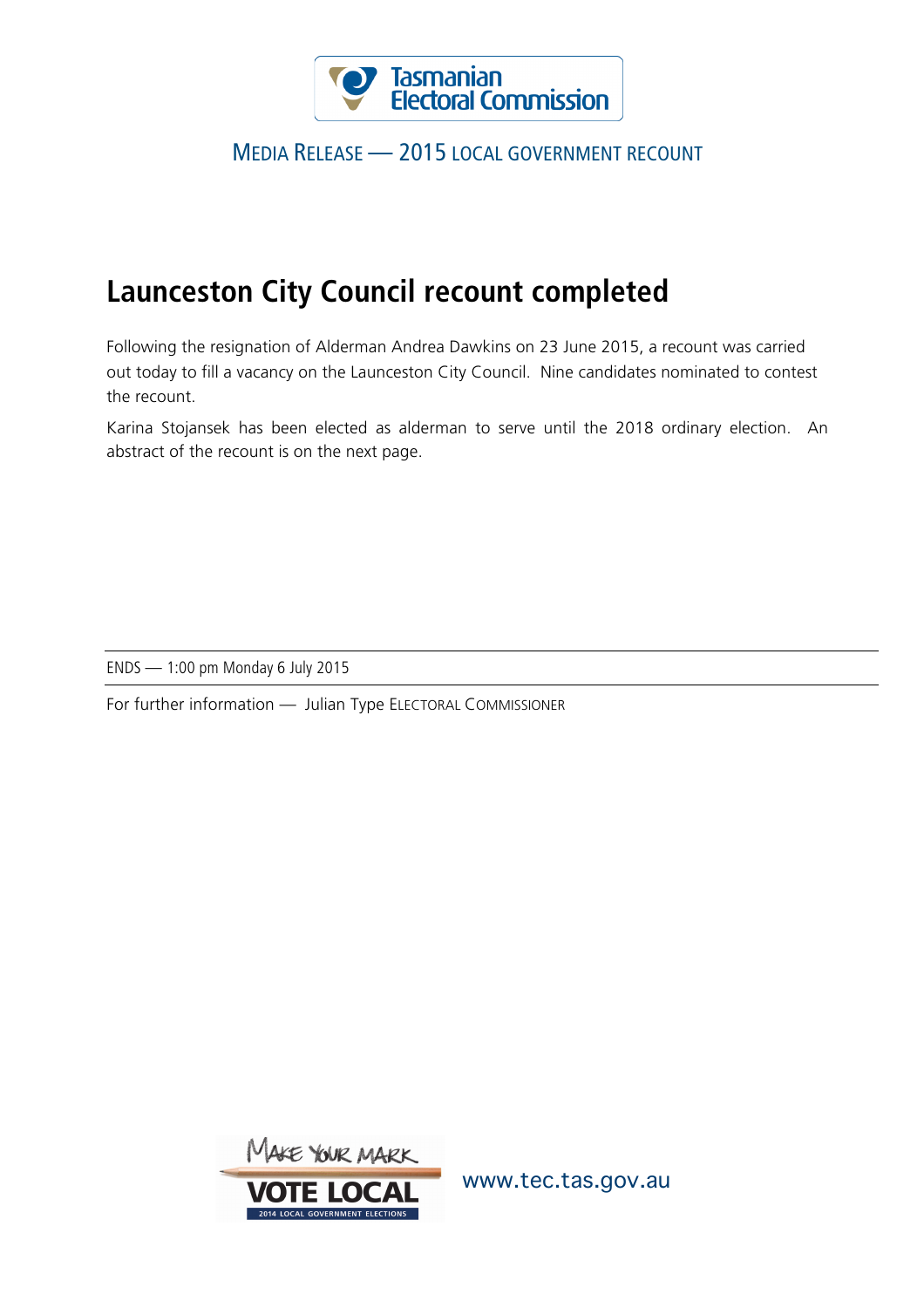MEDIA RELEASE — 2015 LOCAL GOVERNMENT RECOUNT

# Launceston City Council recount completed

Following the resignation of Alderman Andrea Dawkins on 23 June 2015, a recount was carried out today to fill a vacancy on the Launceston City Council. Nine candidates nominated to contest the recount.

Karina Stojansek has been elected as alderman to serve until the 2018 ordinary election. An abstract of the recount is on the next page.

---

ENDS — 1:00 pm Monday 6 July 2015

---

For further information — Julian Type ELECTORAL COMMISSIONER

www.tec.tas.gov.au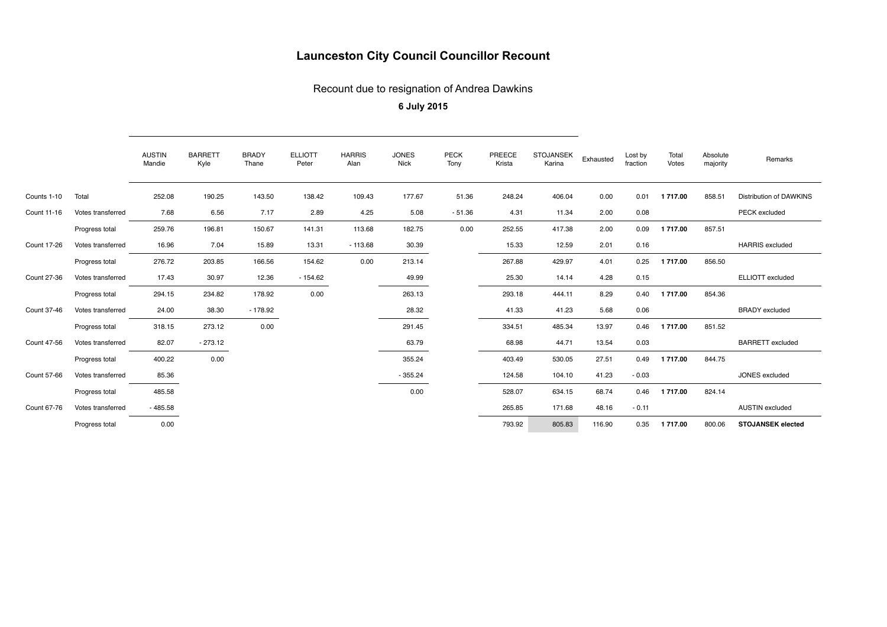# Launceston City Council Councillor Recount

Recount due to resignation of Andrea Dawkins

**6 July 2015**

| | | AUSTIN Mandie | BARRETT Kyle | BRADY Thane | ELLIOTT Peter | HARRIS Alan | JONES Nick | PECK Tony | PREECE Krista | STOJANSEK Karina | Exhausted | Lost by fraction | Total Votes | Absolute majority | Remarks |
|---|---|---|---|---|---|---|---|---|---|---|---|---|---|---|---|
| Counts 1-10 | Total | 252.08 | 190.25 | 143.50 | 138.42 | 109.43 | 177.67 | 51.36 | 248.24 | 406.04 | 0.00 | 0.01 | **1 717.00** | 858.51 | Distribution of DAWKINS |
| Count 11-16 | Votes transferred | 7.68 | 6.56 | 7.17 | 2.89 | 4.25 | 5.08 | - 51.36 | 4.31 | 11.34 | 2.00 | 0.08 | | | PECK excluded |
| | Progress total | 259.76 | 196.81 | 150.67 | 141.31 | 113.68 | 182.75 | 0.00 | 252.55 | 417.38 | 2.00 | 0.09 | **1 717.00** | 857.51 | |
| Count 17-26 | Votes transferred | 16.96 | 7.04 | 15.89 | 13.31 | - 113.68 | 30.39 | | 15.33 | 12.59 | 2.01 | 0.16 | | | HARRIS excluded |
| | Progress total | 276.72 | 203.85 | 166.56 | 154.62 | 0.00 | 213.14 | | 267.88 | 429.97 | 4.01 | 0.25 | **1 717.00** | 856.50 | |
| Count 27-36 | Votes transferred | 17.43 | 30.97 | 12.36 | - 154.62 | | 49.99 | | 25.30 | 14.14 | 4.28 | 0.15 | | | ELLIOTT excluded |
| | Progress total | 294.15 | 234.82 | 178.92 | 0.00 | | 263.13 | | 293.18 | 444.11 | 8.29 | 0.40 | **1 717.00** | 854.36 | |
| Count 37-46 | Votes transferred | 24.00 | 38.30 | - 178.92 | | | 28.32 | | 41.33 | 41.23 | 5.68 | 0.06 | | | BRADY excluded |
| | Progress total | 318.15 | 273.12 | 0.00 | | | 291.45 | | 334.51 | 485.34 | 13.97 | 0.46 | **1 717.00** | 851.52 | |
| Count 47-56 | Votes transferred | 82.07 | - 273.12 | | | | 63.79 | | 68.98 | 44.71 | 13.54 | 0.03 | | | BARRETT excluded |
| | Progress total | 400.22 | 0.00 | | | | 355.24 | | 403.49 | 530.05 | 27.51 | 0.49 | **1 717.00** | 844.75 | |
| Count 57-66 | Votes transferred | 85.36 | | | | | - 355.24 | | 124.58 | 104.10 | 41.23 | - 0.03 | | | JONES excluded |
| | Progress total | 485.58 | | | | | 0.00 | | 528.07 | 634.15 | 68.74 | 0.46 | **1 717.00** | 824.14 | |
| Count 67-76 | Votes transferred | - 485.58 | | | | | | | 265.85 | 171.68 | 48.16 | - 0.11 | | | AUSTIN excluded |
| | Progress total | 0.00 | | | | | | | 793.92 | 805.83 | 116.90 | 0.35 | **1 717.00** | 800.06 | **STOJANSEK elected** |